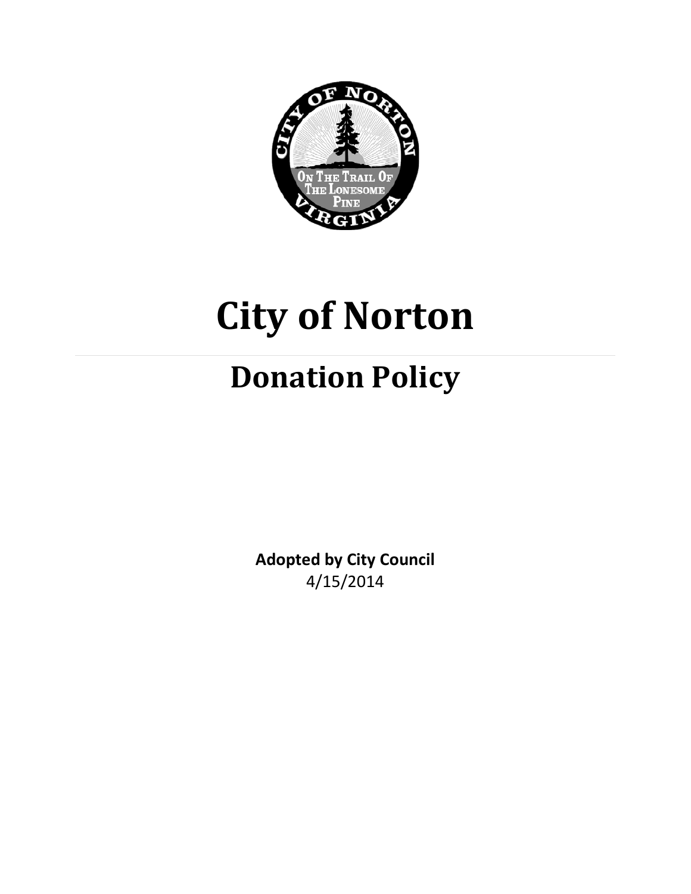# City of Norton

## Donation Policy

**Adopted by City Council**
4/15/2014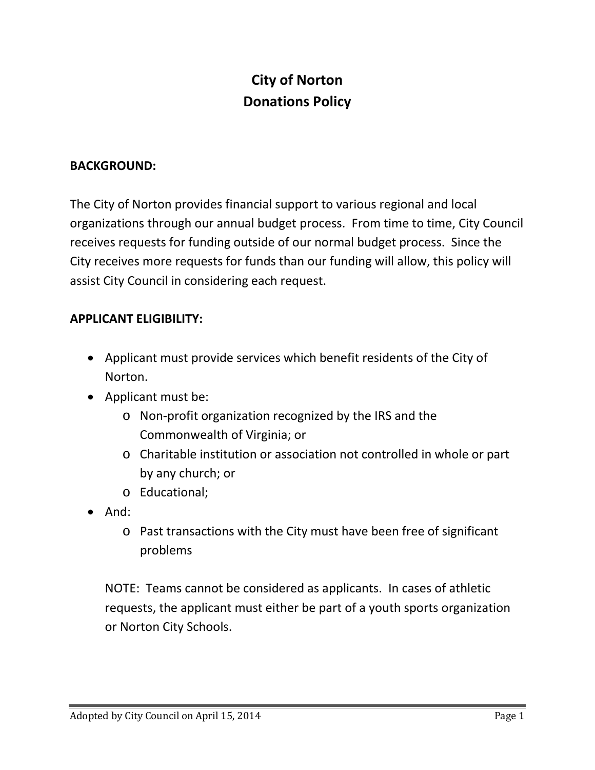# City of Norton
# Donations Policy

**BACKGROUND:**

The City of Norton provides financial support to various regional and local organizations through our annual budget process. From time to time, City Council receives requests for funding outside of our normal budget process. Since the City receives more requests for funds than our funding will allow, this policy will assist City Council in considering each request.

**APPLICANT ELIGIBILITY:**

- Applicant must provide services which benefit residents of the City of Norton.
- Applicant must be:
  - Non-profit organization recognized by the IRS and the Commonwealth of Virginia; or
  - Charitable institution or association not controlled in whole or part by any church; or
  - Educational;
- And:
  - Past transactions with the City must have been free of significant problems

NOTE: Teams cannot be considered as applicants. In cases of athletic requests, the applicant must either be part of a youth sports organization or Norton City Schools.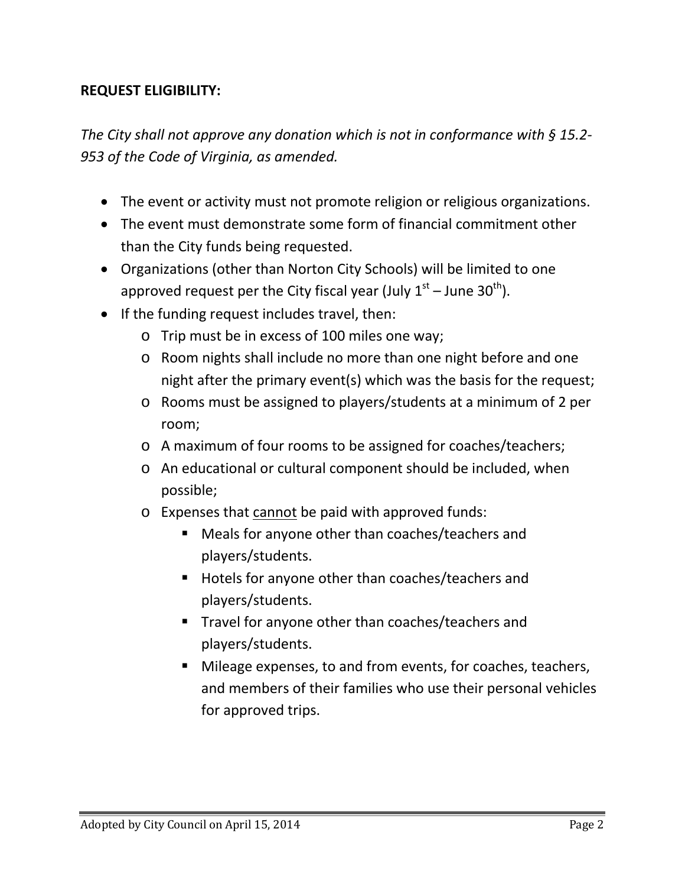**REQUEST ELIGIBILITY:**

*The City shall not approve any donation which is not in conformance with § 15.2-953 of the Code of Virginia, as amended.*

- The event or activity must not promote religion or religious organizations.
- The event must demonstrate some form of financial commitment other than the City funds being requested.
- Organizations (other than Norton City Schools) will be limited to one approved request per the City fiscal year (July 1st – June 30th).
- If the funding request includes travel, then:
  - Trip must be in excess of 100 miles one way;
  - Room nights shall include no more than one night before and one night after the primary event(s) which was the basis for the request;
  - Rooms must be assigned to players/students at a minimum of 2 per room;
  - A maximum of four rooms to be assigned for coaches/teachers;
  - An educational or cultural component should be included, when possible;
  - Expenses that <u>cannot</u> be paid with approved funds:
    - Meals for anyone other than coaches/teachers and players/students.
    - Hotels for anyone other than coaches/teachers and players/students.
    - Travel for anyone other than coaches/teachers and players/students.
    - Mileage expenses, to and from events, for coaches, teachers, and members of their families who use their personal vehicles for approved trips.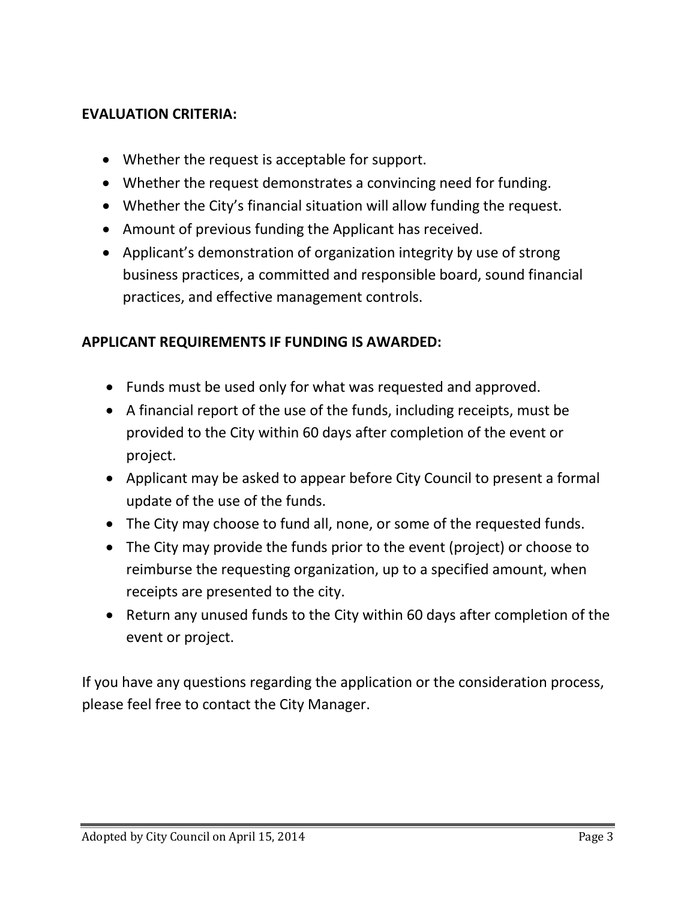**EVALUATION CRITERIA:**

- Whether the request is acceptable for support.
- Whether the request demonstrates a convincing need for funding.
- Whether the City's financial situation will allow funding the request.
- Amount of previous funding the Applicant has received.
- Applicant's demonstration of organization integrity by use of strong business practices, a committed and responsible board, sound financial practices, and effective management controls.

**APPLICANT REQUIREMENTS IF FUNDING IS AWARDED:**

- Funds must be used only for what was requested and approved.
- A financial report of the use of the funds, including receipts, must be provided to the City within 60 days after completion of the event or project.
- Applicant may be asked to appear before City Council to present a formal update of the use of the funds.
- The City may choose to fund all, none, or some of the requested funds.
- The City may provide the funds prior to the event (project) or choose to reimburse the requesting organization, up to a specified amount, when receipts are presented to the city.
- Return any unused funds to the City within 60 days after completion of the event or project.

If you have any questions regarding the application or the consideration process, please feel free to contact the City Manager.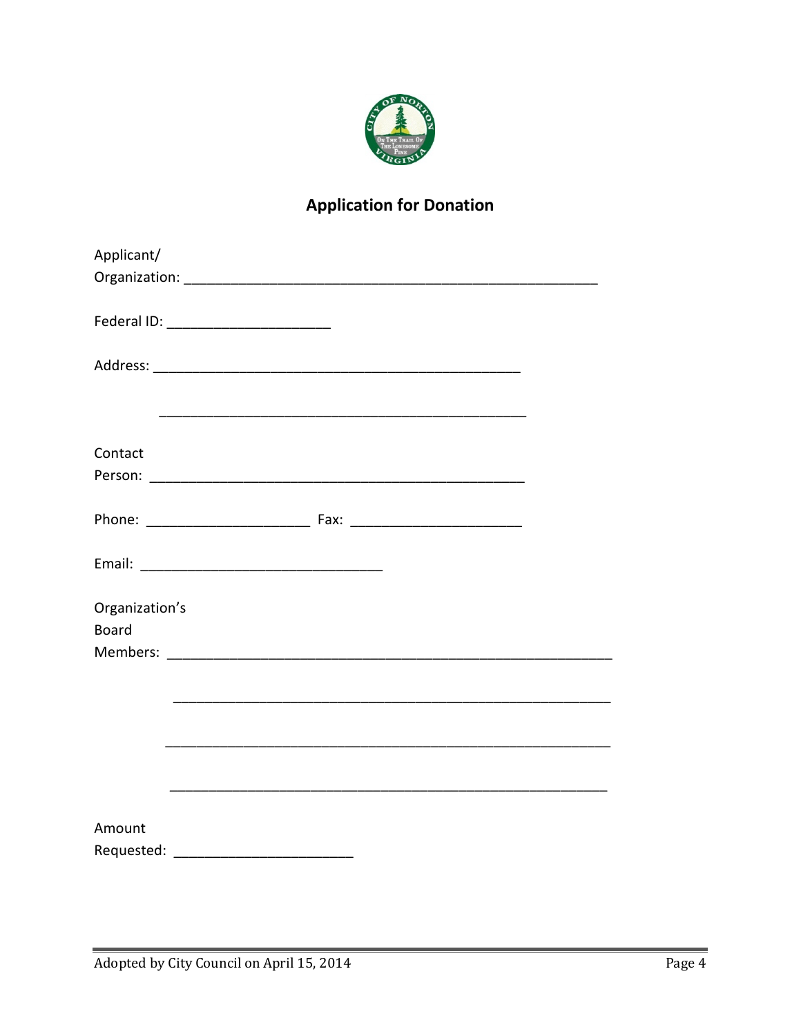## Application for Donation

Applicant/
Organization: ____________________________________________________

Federal ID: ____________________

Address: ______________________________________________

______________________________________________

Contact
Person: _______________________________________________

Phone: ____________________ Fax: ____________________

Email: ______________________________

Organization's
Board
Members: ________________________________________________________

________________________________________________________

________________________________________________________

________________________________________________________

Amount
Requested: ______________________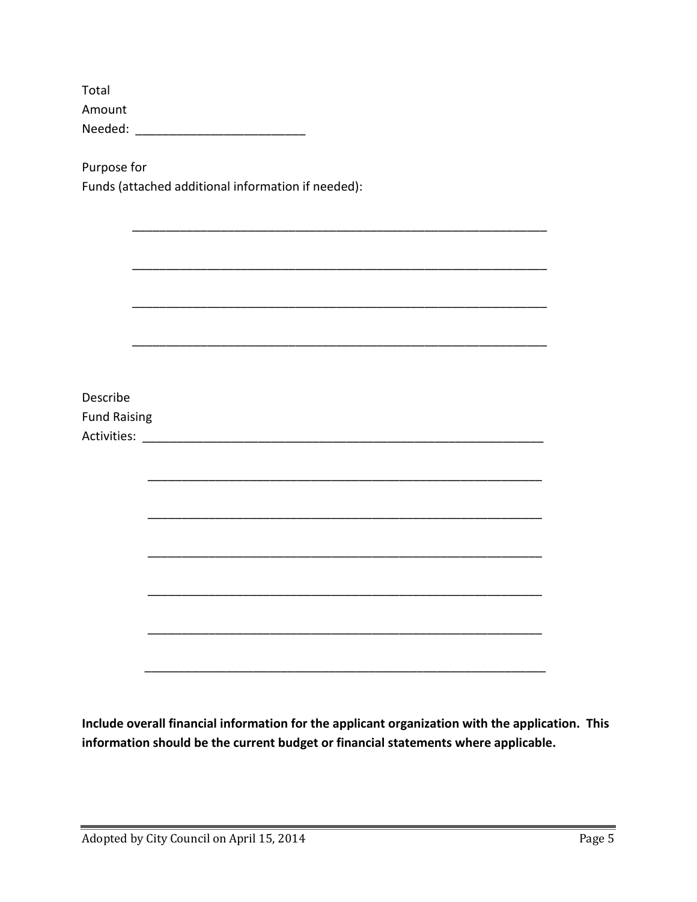Total
Amount
Needed: _________________________

Purpose for
Funds (attached additional information if needed):

_______________________________________________________________

_______________________________________________________________

_______________________________________________________________

_______________________________________________________________

Describe
Fund Raising
Activities: _____________________________________________________________

_____________________________________________________________

_____________________________________________________________

_____________________________________________________________

_____________________________________________________________

_____________________________________________________________

_____________________________________________________________

**Include overall financial information for the applicant organization with the application. This information should be the current budget or financial statements where applicable.**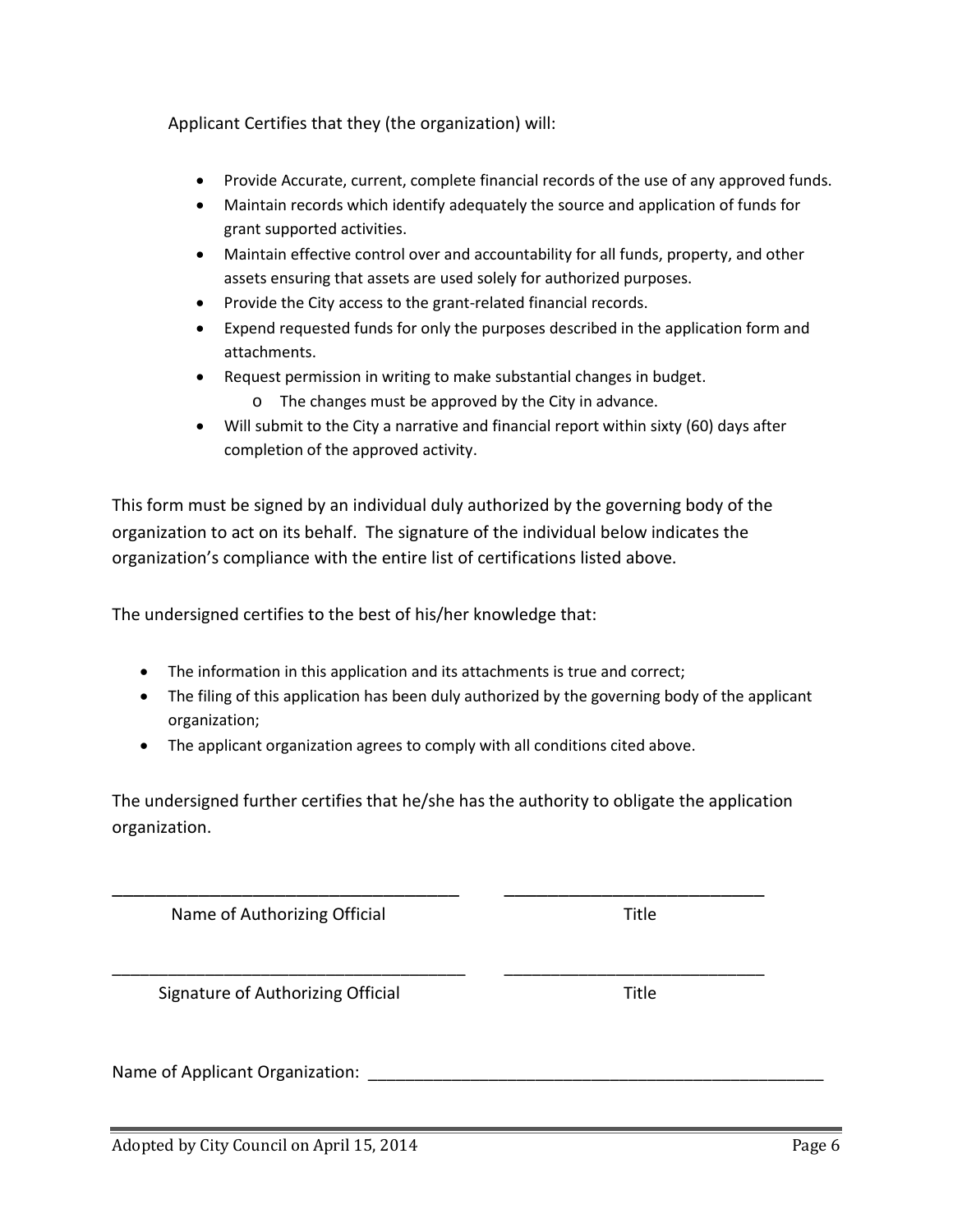Applicant Certifies that they (the organization) will:

- Provide Accurate, current, complete financial records of the use of any approved funds.
- Maintain records which identify adequately the source and application of funds for grant supported activities.
- Maintain effective control over and accountability for all funds, property, and other assets ensuring that assets are used solely for authorized purposes.
- Provide the City access to the grant-related financial records.
- Expend requested funds for only the purposes described in the application form and attachments.
- Request permission in writing to make substantial changes in budget.
  - The changes must be approved by the City in advance.
- Will submit to the City a narrative and financial report within sixty (60) days after completion of the approved activity.

This form must be signed by an individual duly authorized by the governing body of the organization to act on its behalf. The signature of the individual below indicates the organization's compliance with the entire list of certifications listed above.

The undersigned certifies to the best of his/her knowledge that:

- The information in this application and its attachments is true and correct;
- The filing of this application has been duly authorized by the governing body of the applicant organization;
- The applicant organization agrees to comply with all conditions cited above.

The undersigned further certifies that he/she has the authority to obligate the application organization.

\_\_\_\_\_\_\_\_\_\_\_\_\_\_\_\_\_\_\_\_\_\_\_\_\_\_\_\_\_\_\_\_\_\_\_\_\_\_ \_\_\_\_\_\_\_\_\_\_\_\_\_\_\_\_\_\_\_\_\_\_\_\_\_\_\_\_\_\_

Name of Authorizing Official Title

\_\_\_\_\_\_\_\_\_\_\_\_\_\_\_\_\_\_\_\_\_\_\_\_\_\_\_\_\_\_\_\_\_\_\_\_\_\_ \_\_\_\_\_\_\_\_\_\_\_\_\_\_\_\_\_\_\_\_\_\_\_\_\_\_\_\_\_\_

Signature of Authorizing Official Title

Name of Applicant Organization: \_\_\_\_\_\_\_\_\_\_\_\_\_\_\_\_\_\_\_\_\_\_\_\_\_\_\_\_\_\_\_\_\_\_\_\_\_\_\_\_\_\_\_\_\_\_\_\_\_\_

Adopted by City Council on April 15, 2014